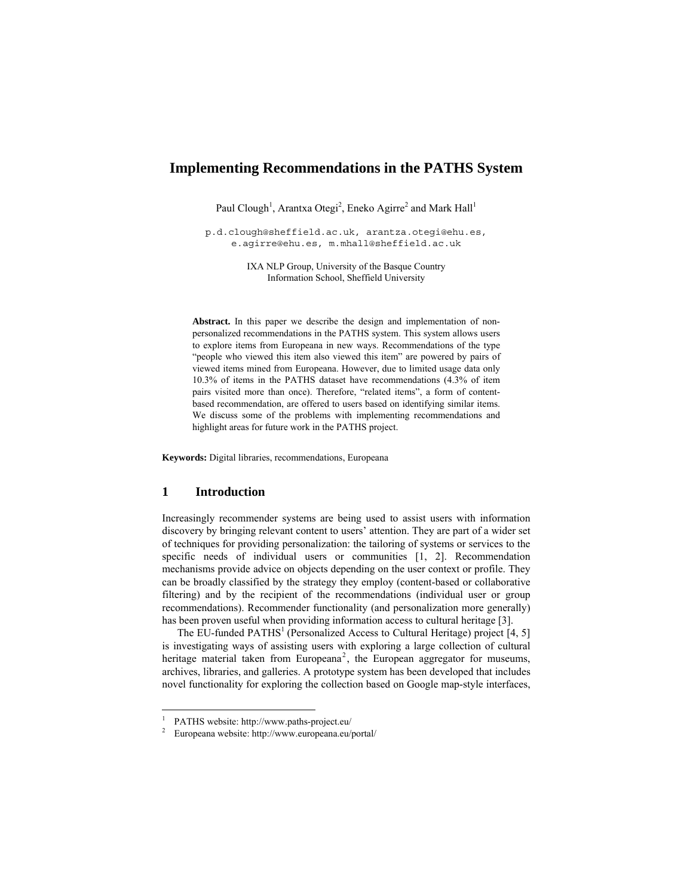# Implementing Recommendations in the PATHS System

Paul Clough[1], Arantxa Otegi[2], Eneko Agirre[2] and Mark Hall[1]

p.d.clough@sheffield.ac.uk, arantza.otegi@ehu.es, e.agirre@ehu.es, m.mhall@sheffield.ac.uk

IXA NLP Group, University of the Basque Country
Information School, Sheffield University

**Abstract.** In this paper we describe the design and implementation of non-personalized recommendations in the PATHS system. This system allows users to explore items from Europeana in new ways. Recommendations of the type "people who viewed this item also viewed this item" are powered by pairs of viewed items mined from Europeana. However, due to limited usage data only 10.3% of items in the PATHS dataset have recommendations (4.3% of item pairs visited more than once). Therefore, "related items", a form of content-based recommendation, are offered to users based on identifying similar items. We discuss some of the problems with implementing recommendations and highlight areas for future work in the PATHS project.

**Keywords:** Digital libraries, recommendations, Europeana

## 1 Introduction

Increasingly recommender systems are being used to assist users with information discovery by bringing relevant content to users' attention. They are part of a wider set of techniques for providing personalization: the tailoring of systems or services to the specific needs of individual users or communities [1, 2]. Recommendation mechanisms provide advice on objects depending on the user context or profile. They can be broadly classified by the strategy they employ (content-based or collaborative filtering) and by the recipient of the recommendations (individual user or group recommendations). Recommender functionality (and personalization more generally) has been proven useful when providing information access to cultural heritage [3].

The EU-funded PATHS[1] (Personalized Access to Cultural Heritage) project [4, 5] is investigating ways of assisting users with exploring a large collection of cultural heritage material taken from Europeana[2], the European aggregator for museums, archives, libraries, and galleries. A prototype system has been developed that includes novel functionality for exploring the collection based on Google map-style interfaces,

---

1 PATHS website: http://www.paths-project.eu/
2 Europeana website: http://www.europeana.eu/portal/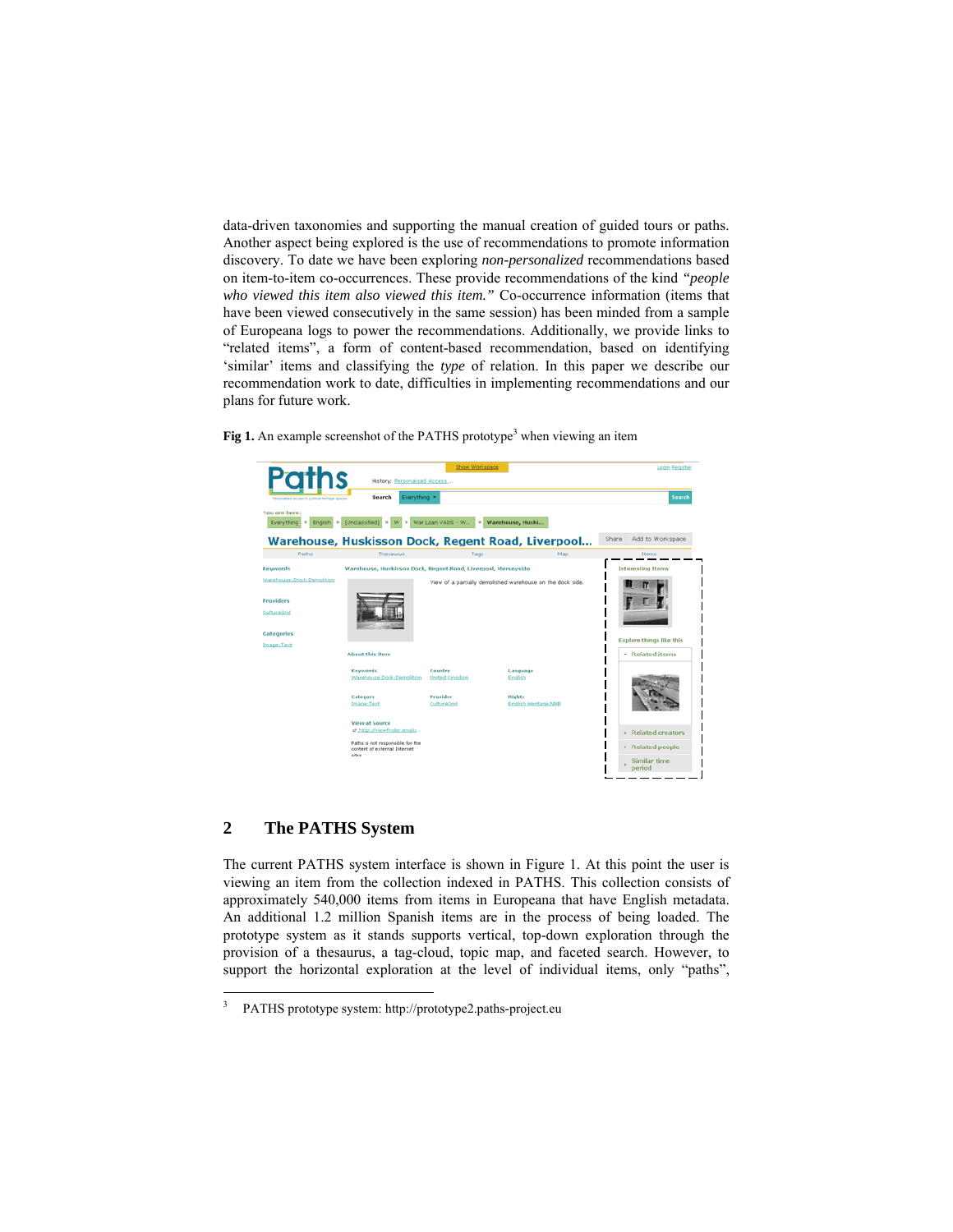data-driven taxonomies and supporting the manual creation of guided tours or paths. Another aspect being explored is the use of recommendations to promote information discovery. To date we have been exploring *non-personalized* recommendations based on item-to-item co-occurrences. These provide recommendations of the kind *"people who viewed this item also viewed this item."* Co-occurrence information (items that have been viewed consecutively in the same session) has been minded from a sample of Europeana logs to power the recommendations. Additionally, we provide links to "related items", a form of content-based recommendation, based on identifying 'similar' items and classifying the *type* of relation. In this paper we describe our recommendation work to date, difficulties in implementing recommendations and our plans for future work.

**Fig 1.** An example screenshot of the PATHS prototype[3] when viewing an item

## 2 The PATHS System

The current PATHS system interface is shown in Figure 1. At this point the user is viewing an item from the collection indexed in PATHS. This collection consists of approximately 540,000 items from items in Europeana that have English metadata. An additional 1.2 million Spanish items are in the process of being loaded. The prototype system as it stands supports vertical, top-down exploration through the provision of a thesaurus, a tag-cloud, topic map, and faceted search. However, to support the horizontal exploration at the level of individual items, only "paths",

[3] PATHS prototype system: http://prototype2.paths-project.eu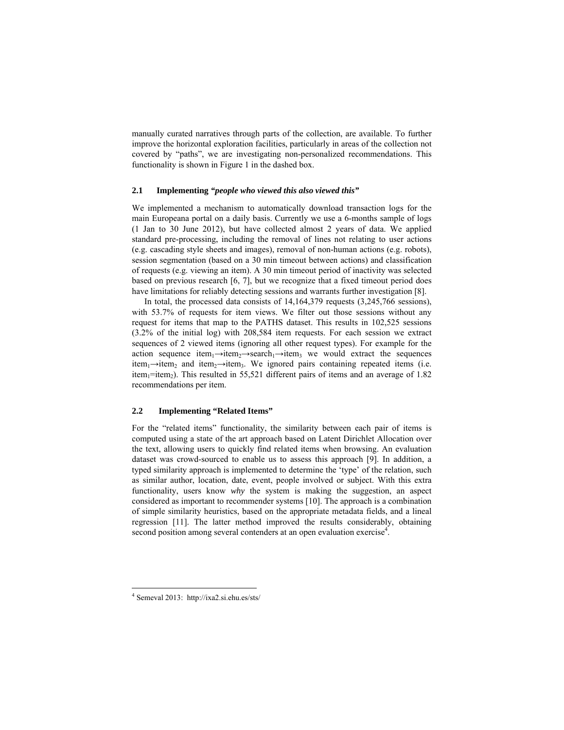manually curated narratives through parts of the collection, are available. To further improve the horizontal exploration facilities, particularly in areas of the collection not covered by "paths", we are investigating non-personalized recommendations. This functionality is shown in Figure 1 in the dashed box.

### 2.1 Implementing *"people who viewed this also viewed this"*

We implemented a mechanism to automatically download transaction logs for the main Europeana portal on a daily basis. Currently we use a 6-months sample of logs (1 Jan to 30 June 2012), but have collected almost 2 years of data. We applied standard pre-processing, including the removal of lines not relating to user actions (e.g. cascading style sheets and images), removal of non-human actions (e.g. robots), session segmentation (based on a 30 min timeout between actions) and classification of requests (e.g. viewing an item). A 30 min timeout period of inactivity was selected based on previous research [6, 7], but we recognize that a fixed timeout period does have limitations for reliably detecting sessions and warrants further investigation [8].

In total, the processed data consists of 14,164,379 requests (3,245,766 sessions), with 53.7% of requests for item views. We filter out those sessions without any request for items that map to the PATHS dataset. This results in 102,525 sessions (3.2% of the initial log) with 208,584 item requests. For each session we extract sequences of 2 viewed items (ignoring all other request types). For example for the action sequence $item_1 \rightarrow item_2 \rightarrow search_1 \rightarrow item_3$ we would extract the sequences $item_1 \rightarrow item_2$ and $item_2 \rightarrow item_3$. We ignored pairs containing repeated items (i.e. $item_1 = item_2$). This resulted in 55,521 different pairs of items and an average of 1.82 recommendations per item.

### 2.2 Implementing "Related Items"

For the "related items" functionality, the similarity between each pair of items is computed using a state of the art approach based on Latent Dirichlet Allocation over the text, allowing users to quickly find related items when browsing. An evaluation dataset was crowd-sourced to enable us to assess this approach [9]. In addition, a typed similarity approach is implemented to determine the 'type' of the relation, such as similar author, location, date, event, people involved or subject. With this extra functionality, users know *why* the system is making the suggestion, an aspect considered as important to recommender systems [10]. The approach is a combination of simple similarity heuristics, based on the appropriate metadata fields, and a lineal regression [11]. The latter method improved the results considerably, obtaining second position among several contenders at an open evaluation exercise[4].

[4] Semeval 2013: http://ixa2.si.ehu.es/sts/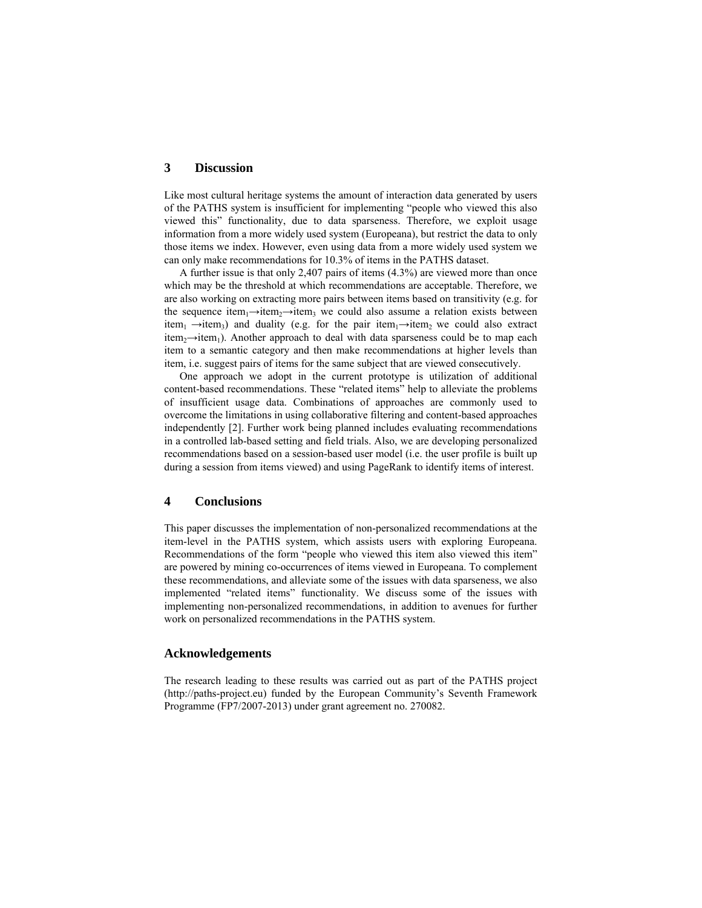## 3 Discussion

Like most cultural heritage systems the amount of interaction data generated by users of the PATHS system is insufficient for implementing "people who viewed this also viewed this" functionality, due to data sparseness. Therefore, we exploit usage information from a more widely used system (Europeana), but restrict the data to only those items we index. However, even using data from a more widely used system we can only make recommendations for 10.3% of items in the PATHS dataset.

A further issue is that only 2,407 pairs of items (4.3%) are viewed more than once which may be the threshold at which recommendations are acceptable. Therefore, we are also working on extracting more pairs between items based on transitivity (e.g. for the sequence $item_1 \rightarrow item_2 \rightarrow item_3$ we could also assume a relation exists between $item_1 \rightarrow item_3$) and duality (e.g. for the pair $item_1 \rightarrow item_2$ we could also extract $item_2 \rightarrow item_1$). Another approach to deal with data sparseness could be to map each item to a semantic category and then make recommendations at higher levels than item, i.e. suggest pairs of items for the same subject that are viewed consecutively.

One approach we adopt in the current prototype is utilization of additional content-based recommendations. These "related items" help to alleviate the problems of insufficient usage data. Combinations of approaches are commonly used to overcome the limitations in using collaborative filtering and content-based approaches independently [2]. Further work being planned includes evaluating recommendations in a controlled lab-based setting and field trials. Also, we are developing personalized recommendations based on a session-based user model (i.e. the user profile is built up during a session from items viewed) and using PageRank to identify items of interest.

## 4 Conclusions

This paper discusses the implementation of non-personalized recommendations at the item-level in the PATHS system, which assists users with exploring Europeana. Recommendations of the form "people who viewed this item also viewed this item" are powered by mining co-occurrences of items viewed in Europeana. To complement these recommendations, and alleviate some of the issues with data sparseness, we also implemented "related items" functionality. We discuss some of the issues with implementing non-personalized recommendations, in addition to avenues for further work on personalized recommendations in the PATHS system.

## Acknowledgements

The research leading to these results was carried out as part of the PATHS project (http://paths-project.eu) funded by the European Community's Seventh Framework Programme (FP7/2007-2013) under grant agreement no. 270082.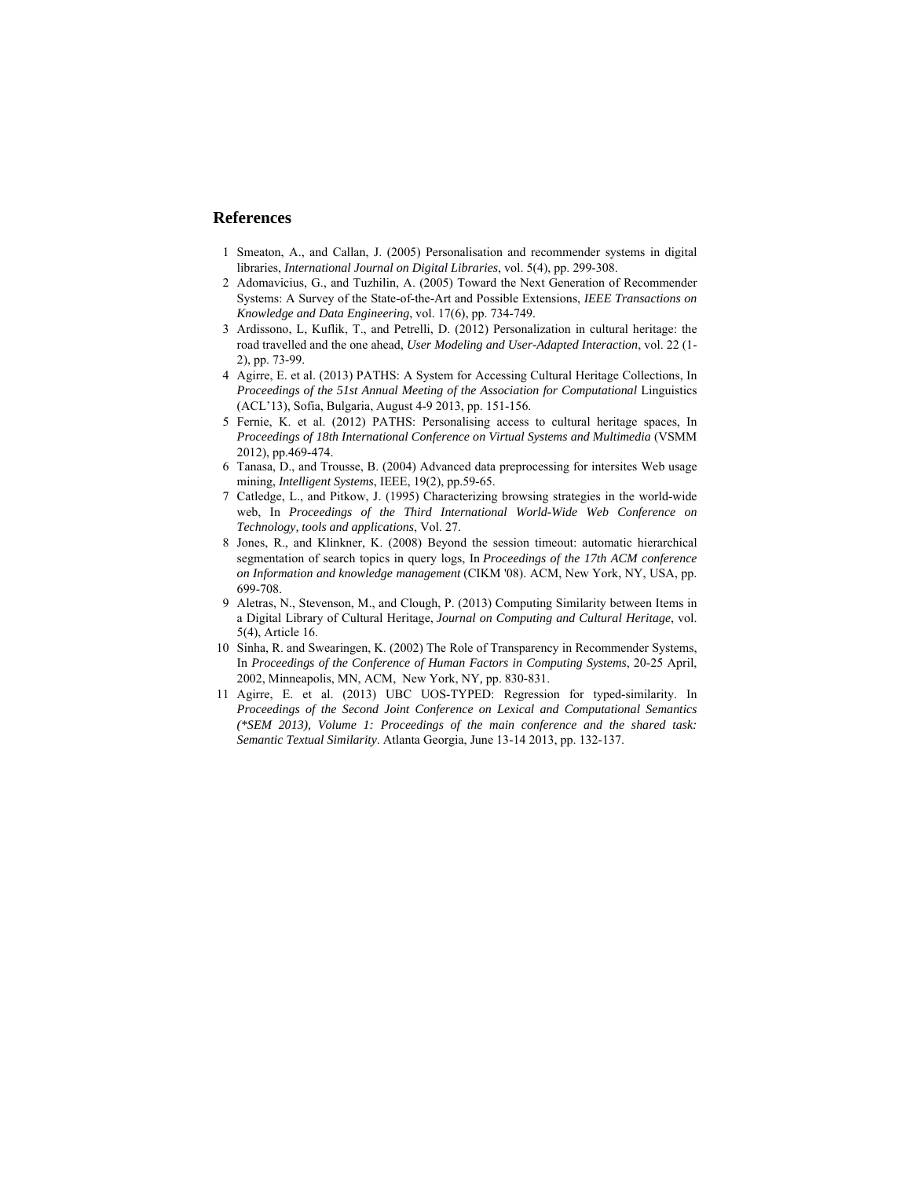## References

1. Smeaton, A., and Callan, J. (2005) Personalisation and recommender systems in digital libraries, *International Journal on Digital Libraries*, vol. 5(4), pp. 299-308.
2. Adomavicius, G., and Tuzhilin, A. (2005) Toward the Next Generation of Recommender Systems: A Survey of the State-of-the-Art and Possible Extensions, *IEEE Transactions on Knowledge and Data Engineering*, vol. 17(6), pp. 734-749.
3. Ardissono, L, Kuflik, T., and Petrelli, D. (2012) Personalization in cultural heritage: the road travelled and the one ahead, *User Modeling and User-Adapted Interaction*, vol. 22 (1-2), pp. 73-99.
4. Agirre, E. et al. (2013) PATHS: A System for Accessing Cultural Heritage Collections, In *Proceedings of the 51st Annual Meeting of the Association for Computational* Linguistics (ACL'13), Sofia, Bulgaria, August 4-9 2013, pp. 151-156.
5. Fernie, K. et al. (2012) PATHS: Personalising access to cultural heritage spaces, In *Proceedings of 18th International Conference on Virtual Systems and Multimedia* (VSMM 2012), pp.469-474.
6. Tanasa, D., and Trousse, B. (2004) Advanced data preprocessing for intersites Web usage mining, *Intelligent Systems*, IEEE, 19(2), pp.59-65.
7. Catledge, L., and Pitkow, J. (1995) Characterizing browsing strategies in the world-wide web, In *Proceedings of the Third International World-Wide Web Conference on Technology, tools and applications*, Vol. 27.
8. Jones, R., and Klinkner, K. (2008) Beyond the session timeout: automatic hierarchical segmentation of search topics in query logs, In *Proceedings of the 17th ACM conference on Information and knowledge management* (CIKM '08). ACM, New York, NY, USA, pp. 699-708.
9. Aletras, N., Stevenson, M., and Clough, P. (2013) Computing Similarity between Items in a Digital Library of Cultural Heritage, *Journal on Computing and Cultural Heritage*, vol. 5(4), Article 16.
10. Sinha, R. and Swearingen, K. (2002) The Role of Transparency in Recommender Systems, In *Proceedings of the Conference of Human Factors in Computing Systems*, 20-25 April, 2002, Minneapolis, MN, ACM, New York, NY, pp. 830-831.
11. Agirre, E. et al. (2013) UBC UOS-TYPED: Regression for typed-similarity. In *Proceedings of the Second Joint Conference on Lexical and Computational Semantics (*SEM 2013), Volume 1: Proceedings of the main conference and the shared task: Semantic Textual Similarity*. Atlanta Georgia, June 13-14 2013, pp. 132-137.